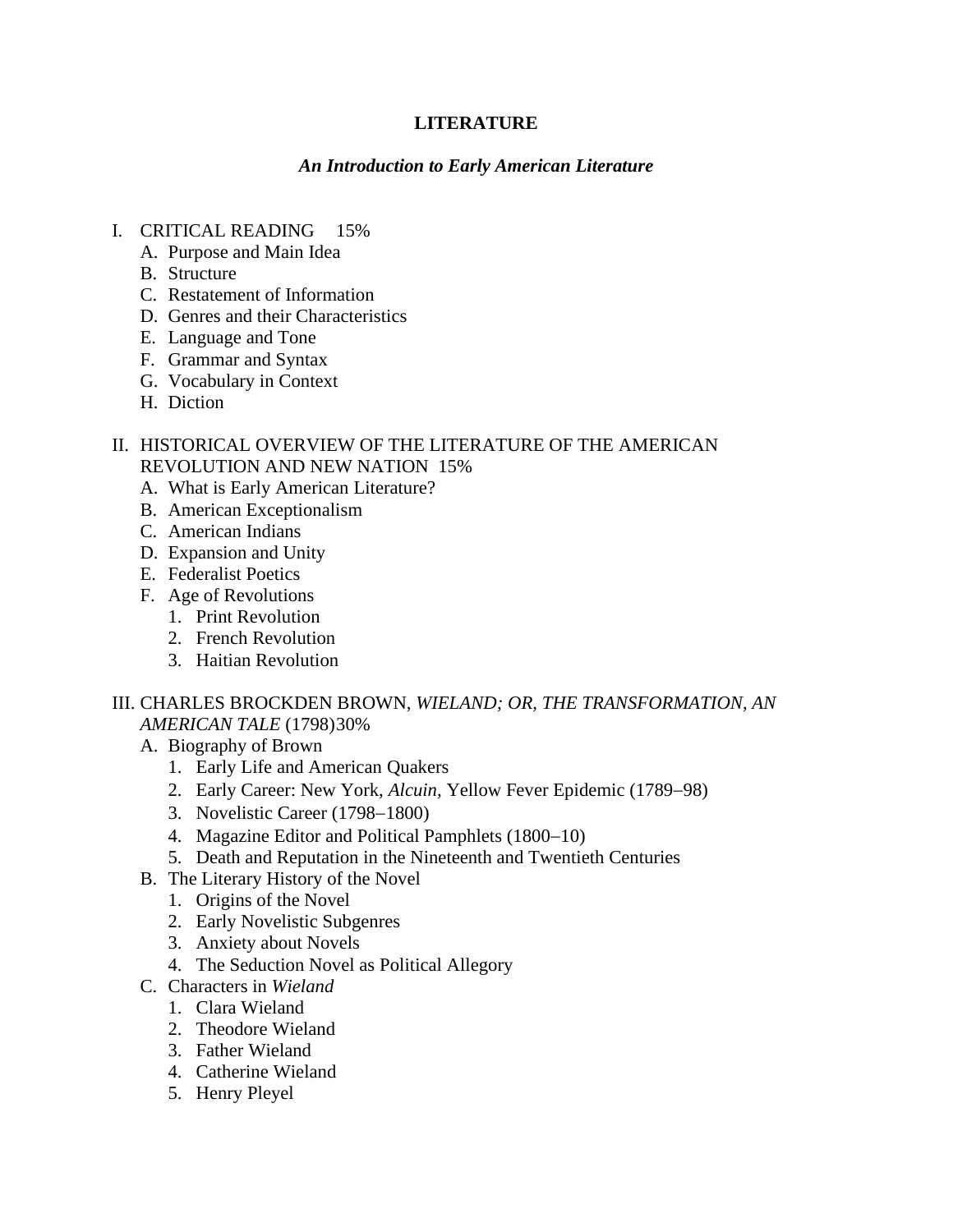# LITERATURE

## *An Introduction to Early American Literature*

I. CRITICAL READING 15%
   A. Purpose and Main Idea
   B. Structure
   C. Restatement of Information
   D. Genres and their Characteristics
   E. Language and Tone
   F. Grammar and Syntax
   G. Vocabulary in Context
   H. Diction

II. HISTORICAL OVERVIEW OF THE LITERATURE OF THE AMERICAN REVOLUTION AND NEW NATION 15%
   A. What is Early American Literature?
   B. American Exceptionalism
   C. American Indians
   D. Expansion and Unity
   E. Federalist Poetics
   F. Age of Revolutions
      1. Print Revolution
      2. French Revolution
      3. Haitian Revolution

III. CHARLES BROCKDEN BROWN, *WIELAND; OR, THE TRANSFORMATION, AN AMERICAN TALE* (1798)30%
   A. Biography of Brown
      1. Early Life and American Quakers
      2. Early Career: New York, *Alcuin,* Yellow Fever Epidemic (1789–98)
      3. Novelistic Career (1798–1800)
      4. Magazine Editor and Political Pamphlets (1800–10)
      5. Death and Reputation in the Nineteenth and Twentieth Centuries
   B. The Literary History of the Novel
      1. Origins of the Novel
      2. Early Novelistic Subgenres
      3. Anxiety about Novels
      4. The Seduction Novel as Political Allegory
   C. Characters in *Wieland*
      1. Clara Wieland
      2. Theodore Wieland
      3. Father Wieland
      4. Catherine Wieland
      5. Henry Pleyel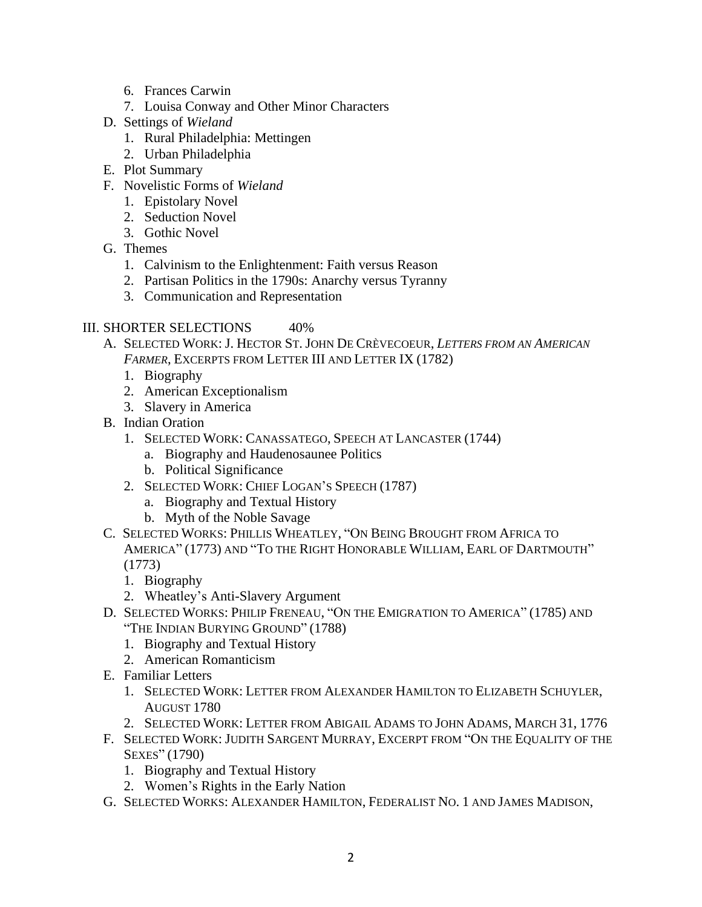6. Frances Carwin
   7. Louisa Conway and Other Minor Characters
- D. Settings of *Wieland*
   1. Rural Philadelphia: Mettingen
   2. Urban Philadelphia
- E. Plot Summary
- F. Novelistic Forms of *Wieland*
   1. Epistolary Novel
   2. Seduction Novel
   3. Gothic Novel
- G. Themes
   1. Calvinism to the Enlightenment: Faith versus Reason
   2. Partisan Politics in the 1790s: Anarchy versus Tyranny
   3. Communication and Representation

## III. SHORTER SELECTIONS 40%

- A. SELECTED WORK: J. HECTOR ST. JOHN DE CRÈVECOEUR, *LETTERS FROM AN AMERICAN FARMER*, EXCERPTS FROM LETTER III AND LETTER IX (1782)
   1. Biography
   2. American Exceptionalism
   3. Slavery in America
- B. Indian Oration
   1. SELECTED WORK: CANASSATEGO, SPEECH AT LANCASTER (1744)
      - a. Biography and Haudenosaunee Politics
      - b. Political Significance
   2. SELECTED WORK: CHIEF LOGAN'S SPEECH (1787)
      - a. Biography and Textual History
      - b. Myth of the Noble Savage
- C. SELECTED WORKS: PHILLIS WHEATLEY, "ON BEING BROUGHT FROM AFRICA TO AMERICA" (1773) AND "TO THE RIGHT HONORABLE WILLIAM, EARL OF DARTMOUTH" (1773)
   1. Biography
   2. Wheatley's Anti-Slavery Argument
- D. SELECTED WORKS: PHILIP FRENEAU, "ON THE EMIGRATION TO AMERICA" (1785) AND "THE INDIAN BURYING GROUND" (1788)
   1. Biography and Textual History
   2. American Romanticism
- E. Familiar Letters
   1. SELECTED WORK: LETTER FROM ALEXANDER HAMILTON TO ELIZABETH SCHUYLER, AUGUST 1780
   2. SELECTED WORK: LETTER FROM ABIGAIL ADAMS TO JOHN ADAMS, MARCH 31, 1776
- F. SELECTED WORK: JUDITH SARGENT MURRAY, EXCERPT FROM "ON THE EQUALITY OF THE SEXES" (1790)
   1. Biography and Textual History
   2. Women's Rights in the Early Nation
- G. SELECTED WORKS: ALEXANDER HAMILTON, FEDERALIST NO. 1 AND JAMES MADISON,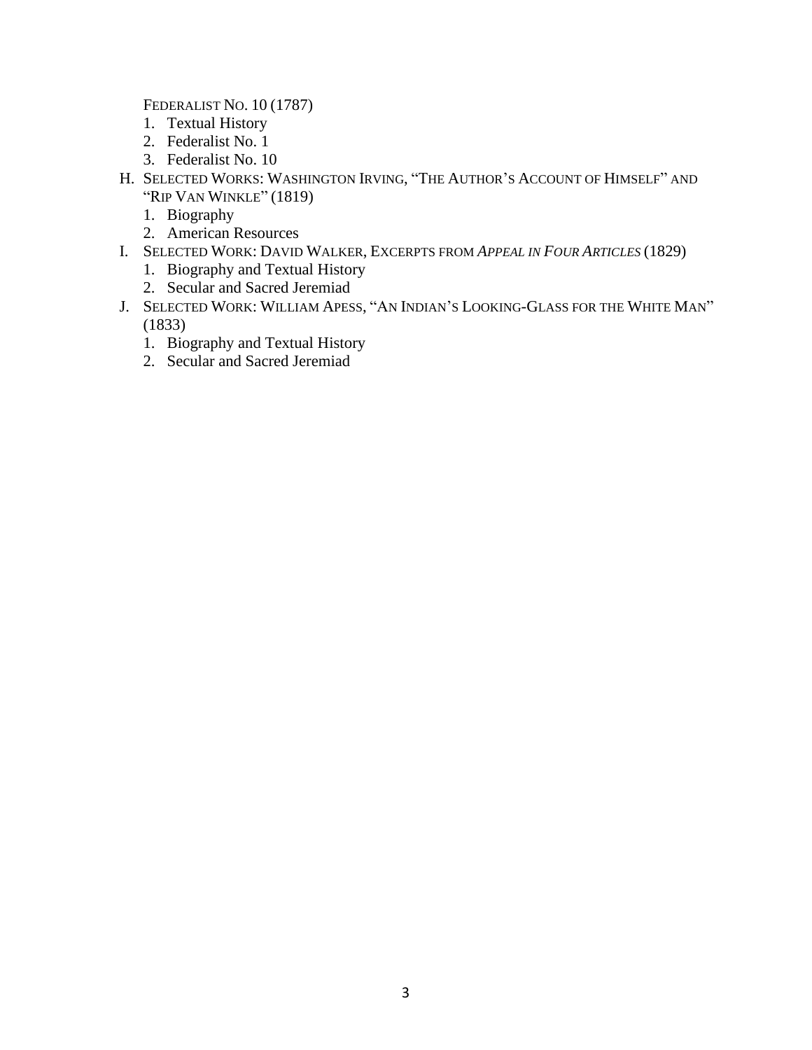FEDERALIST NO. 10 (1787)

1. Textual History
2. Federalist No. 1
3. Federalist No. 10

H. SELECTED WORKS: WASHINGTON IRVING, "THE AUTHOR'S ACCOUNT OF HIMSELF" AND "RIP VAN WINKLE" (1819)

1. Biography
2. American Resources

I. SELECTED WORK: DAVID WALKER, EXCERPTS FROM *APPEAL IN FOUR ARTICLES* (1829)

1. Biography and Textual History
2. Secular and Sacred Jeremiad

J. SELECTED WORK: WILLIAM APESS, "AN INDIAN'S LOOKING-GLASS FOR THE WHITE MAN" (1833)

1. Biography and Textual History
2. Secular and Sacred Jeremiad